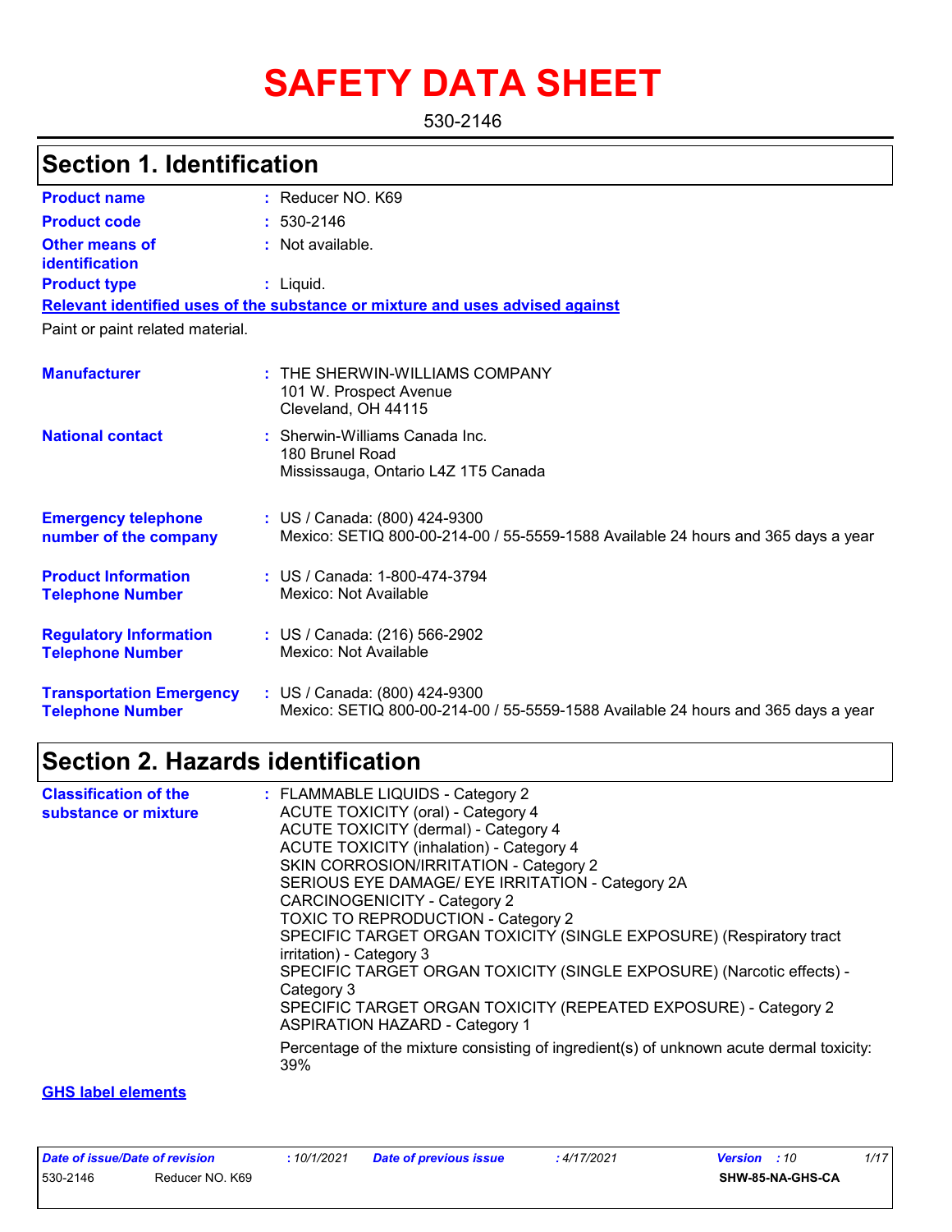# SAFETY DATA SHEET

530-2146

## Section 1. Identification

| | | |
|---|---|---|
| **Product name** | : | Reducer NO. K69 |
| **Product code** | : | 530-2146 |
| **Other means of identification** | : | Not available. |
| **Product type** | : | Liquid. |

**Relevant identified uses of the substance or mixture and uses advised against**

Paint or paint related material.

| | | |
|---|---|---|
| **Manufacturer** | : | THE SHERWIN-WILLIAMS COMPANY<br>101 W. Prospect Avenue<br>Cleveland, OH 44115 |
| **National contact** | : | Sherwin-Williams Canada Inc.<br>180 Brunel Road<br>Mississauga, Ontario L4Z 1T5 Canada |
| **Emergency telephone number of the company** | : | US / Canada: (800) 424-9300<br>Mexico: SETIQ 800-00-214-00 / 55-5559-1588 Available 24 hours and 365 days a year |
| **Product Information Telephone Number** | : | US / Canada: 1-800-474-3794<br>Mexico: Not Available |
| **Regulatory Information Telephone Number** | : | US / Canada: (216) 566-2902<br>Mexico: Not Available |
| **Transportation Emergency Telephone Number** | : | US / Canada: (800) 424-9300<br>Mexico: SETIQ 800-00-214-00 / 55-5559-1588 Available 24 hours and 365 days a year |

## Section 2. Hazards identification

**Classification of the substance or mixture** :

FLAMMABLE LIQUIDS - Category 2
ACUTE TOXICITY (oral) - Category 4
ACUTE TOXICITY (dermal) - Category 4
ACUTE TOXICITY (inhalation) - Category 4
SKIN CORROSION/IRRITATION - Category 2
SERIOUS EYE DAMAGE/ EYE IRRITATION - Category 2A
CARCINOGENICITY - Category 2
TOXIC TO REPRODUCTION - Category 2
SPECIFIC TARGET ORGAN TOXICITY (SINGLE EXPOSURE) (Respiratory tract irritation) - Category 3
SPECIFIC TARGET ORGAN TOXICITY (SINGLE EXPOSURE) (Narcotic effects) - Category 3
SPECIFIC TARGET ORGAN TOXICITY (REPEATED EXPOSURE) - Category 2
ASPIRATION HAZARD - Category 1

Percentage of the mixture consisting of ingredient(s) of unknown acute dermal toxicity: 39%

**GHS label elements**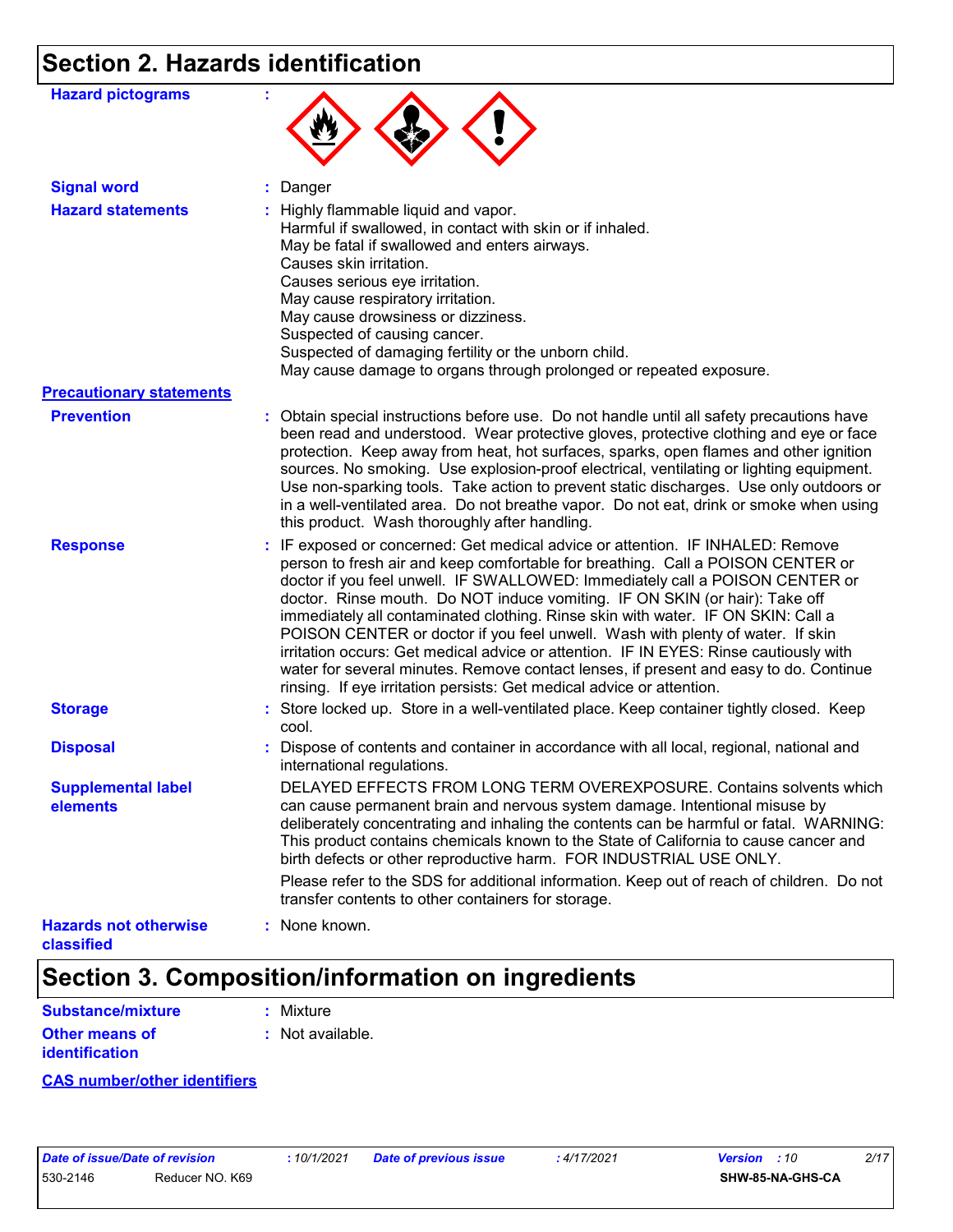# Section 2. Hazards identification

**Hazard pictograms** :

**Signal word** : Danger

**Hazard statements** : Highly flammable liquid and vapor.
Harmful if swallowed, in contact with skin or if inhaled.
May be fatal if swallowed and enters airways.
Causes skin irritation.
Causes serious eye irritation.
May cause respiratory irritation.
May cause drowsiness or dizziness.
Suspected of causing cancer.
Suspected of damaging fertility or the unborn child.
May cause damage to organs through prolonged or repeated exposure.

**Precautionary statements**

**Prevention** : Obtain special instructions before use. Do not handle until all safety precautions have been read and understood. Wear protective gloves, protective clothing and eye or face protection. Keep away from heat, hot surfaces, sparks, open flames and other ignition sources. No smoking. Use explosion-proof electrical, ventilating or lighting equipment. Use non-sparking tools. Take action to prevent static discharges. Use only outdoors or in a well-ventilated area. Do not breathe vapor. Do not eat, drink or smoke when using this product. Wash thoroughly after handling.

**Response** : IF exposed or concerned: Get medical advice or attention. IF INHALED: Remove person to fresh air and keep comfortable for breathing. Call a POISON CENTER or doctor if you feel unwell. IF SWALLOWED: Immediately call a POISON CENTER or doctor. Rinse mouth. Do NOT induce vomiting. IF ON SKIN (or hair): Take off immediately all contaminated clothing. Rinse skin with water. IF ON SKIN: Call a POISON CENTER or doctor if you feel unwell. Wash with plenty of water. If skin irritation occurs: Get medical advice or attention. IF IN EYES: Rinse cautiously with water for several minutes. Remove contact lenses, if present and easy to do. Continue rinsing. If eye irritation persists: Get medical advice or attention.

**Storage** : Store locked up. Store in a well-ventilated place. Keep container tightly closed. Keep cool.

**Disposal** : Dispose of contents and container in accordance with all local, regional, national and international regulations.

**Supplemental label elements** DELAYED EFFECTS FROM LONG TERM OVEREXPOSURE. Contains solvents which can cause permanent brain and nervous system damage. Intentional misuse by deliberately concentrating and inhaling the contents can be harmful or fatal. WARNING: This product contains chemicals known to the State of California to cause cancer and birth defects or other reproductive harm. FOR INDUSTRIAL USE ONLY.

Please refer to the SDS for additional information. Keep out of reach of children. Do not transfer contents to other containers for storage.

**Hazards not otherwise classified** : None known.

# Section 3. Composition/information on ingredients

**Substance/mixture** : Mixture

**Other means of identification** : Not available.

**CAS number/other identifiers**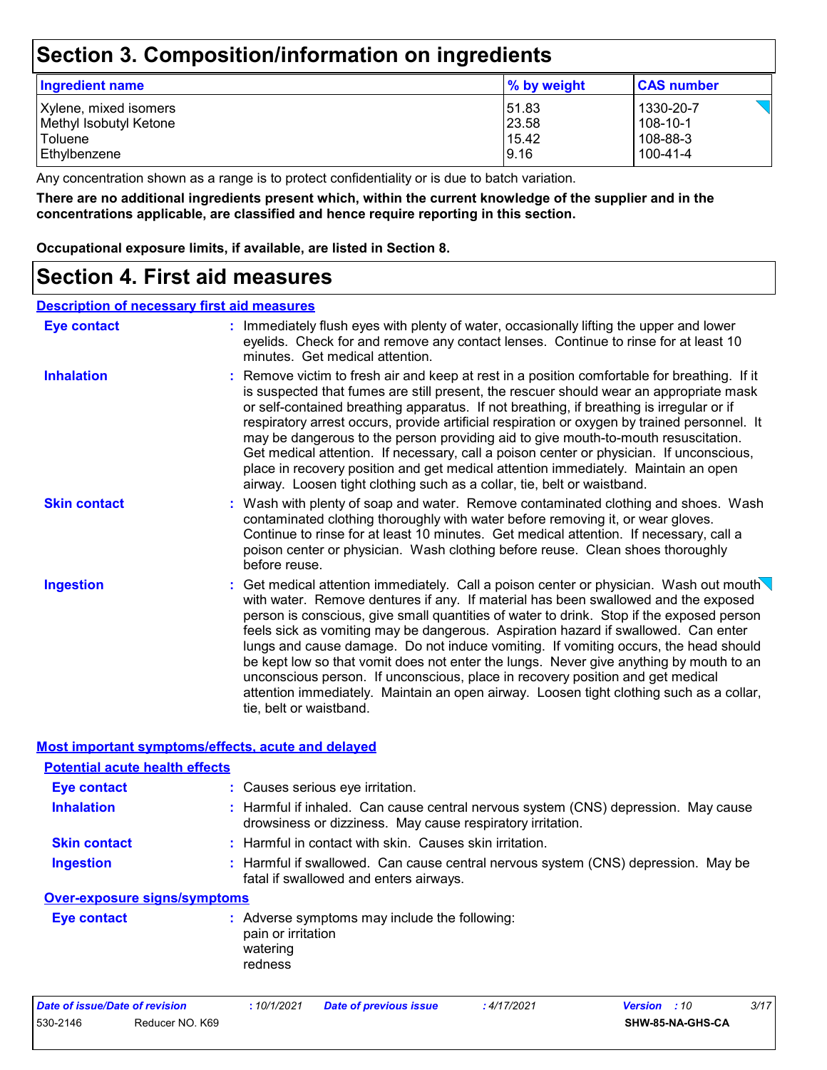# Section 3. Composition/information on ingredients

| Ingredient name | % by weight | CAS number |
| --- | --- | --- |
| Xylene, mixed isomers | 51.83 | 1330-20-7 |
| Methyl Isobutyl Ketone | 23.58 | 108-10-1 |
| Toluene | 15.42 | 108-88-3 |
| Ethylbenzene | 9.16 | 100-41-4 |

Any concentration shown as a range is to protect confidentiality or is due to batch variation.

**There are no additional ingredients present which, within the current knowledge of the supplier and in the concentrations applicable, are classified and hence require reporting in this section.**

**Occupational exposure limits, if available, are listed in Section 8.**

# Section 4. First aid measures

## Description of necessary first aid measures

**Eye contact** : Immediately flush eyes with plenty of water, occasionally lifting the upper and lower eyelids. Check for and remove any contact lenses. Continue to rinse for at least 10 minutes. Get medical attention.

**Inhalation** : Remove victim to fresh air and keep at rest in a position comfortable for breathing. If it is suspected that fumes are still present, the rescuer should wear an appropriate mask or self-contained breathing apparatus. If not breathing, if breathing is irregular or if respiratory arrest occurs, provide artificial respiration or oxygen by trained personnel. It may be dangerous to the person providing aid to give mouth-to-mouth resuscitation. Get medical attention. If necessary, call a poison center or physician. If unconscious, place in recovery position and get medical attention immediately. Maintain an open airway. Loosen tight clothing such as a collar, tie, belt or waistband.

**Skin contact** : Wash with plenty of soap and water. Remove contaminated clothing and shoes. Wash contaminated clothing thoroughly with water before removing it, or wear gloves. Continue to rinse for at least 10 minutes. Get medical attention. If necessary, call a poison center or physician. Wash clothing before reuse. Clean shoes thoroughly before reuse.

**Ingestion** : Get medical attention immediately. Call a poison center or physician. Wash out mouth with water. Remove dentures if any. If material has been swallowed and the exposed person is conscious, give small quantities of water to drink. Stop if the exposed person feels sick as vomiting may be dangerous. Aspiration hazard if swallowed. Can enter lungs and cause damage. Do not induce vomiting. If vomiting occurs, the head should be kept low so that vomit does not enter the lungs. Never give anything by mouth to an unconscious person. If unconscious, place in recovery position and get medical attention immediately. Maintain an open airway. Loosen tight clothing such as a collar, tie, belt or waistband.

## Most important symptoms/effects, acute and delayed

### Potential acute health effects

**Eye contact** : Causes serious eye irritation.

**Inhalation** : Harmful if inhaled. Can cause central nervous system (CNS) depression. May cause drowsiness or dizziness. May cause respiratory irritation.

**Skin contact** : Harmful in contact with skin. Causes skin irritation.

**Ingestion** : Harmful if swallowed. Can cause central nervous system (CNS) depression. May be fatal if swallowed and enters airways.

### Over-exposure signs/symptoms

**Eye contact** : Adverse symptoms may include the following:
pain or irritation
watering
redness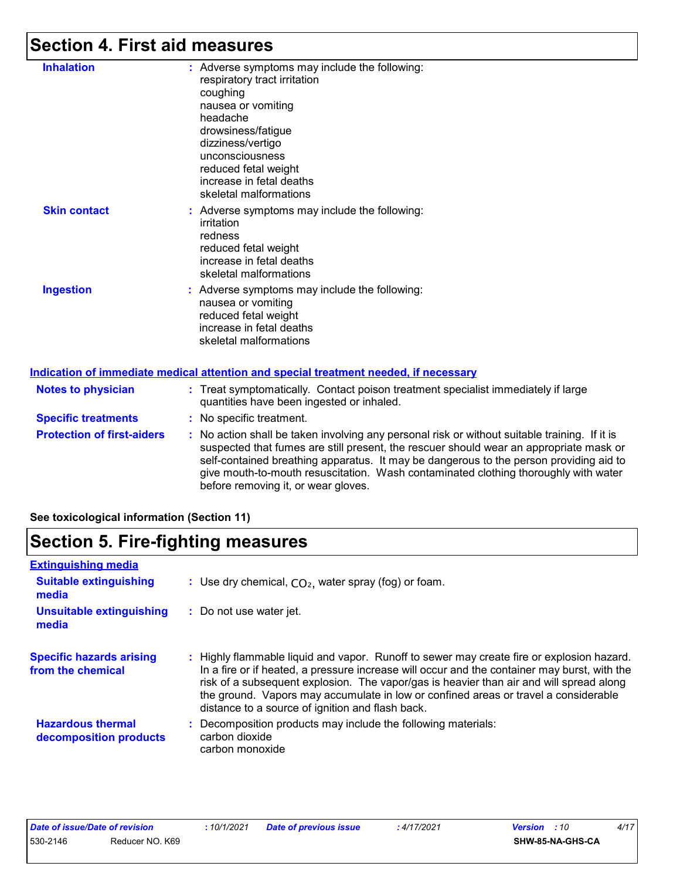# Section 4. First aid measures

**Inhalation** : Adverse symptoms may include the following:
respiratory tract irritation
coughing
nausea or vomiting
headache
drowsiness/fatigue
dizziness/vertigo
unconsciousness
reduced fetal weight
increase in fetal deaths
skeletal malformations

**Skin contact** : Adverse symptoms may include the following:
irritation
redness
reduced fetal weight
increase in fetal deaths
skeletal malformations

**Ingestion** : Adverse symptoms may include the following:
nausea or vomiting
reduced fetal weight
increase in fetal deaths
skeletal malformations

## Indication of immediate medical attention and special treatment needed, if necessary

**Notes to physician** : Treat symptomatically. Contact poison treatment specialist immediately if large quantities have been ingested or inhaled.

**Specific treatments** : No specific treatment.

**Protection of first-aiders** : No action shall be taken involving any personal risk or without suitable training. If it is suspected that fumes are still present, the rescuer should wear an appropriate mask or self-contained breathing apparatus. It may be dangerous to the person providing aid to give mouth-to-mouth resuscitation. Wash contaminated clothing thoroughly with water before removing it, or wear gloves.

**See toxicological information (Section 11)**

# Section 5. Fire-fighting measures

## Extinguishing media

**Suitable extinguishing media** : Use dry chemical, $CO_2$, water spray (fog) or foam.

**Unsuitable extinguishing media** : Do not use water jet.

**Specific hazards arising from the chemical** : Highly flammable liquid and vapor. Runoff to sewer may create fire or explosion hazard. In a fire or if heated, a pressure increase will occur and the container may burst, with the risk of a subsequent explosion. The vapor/gas is heavier than air and will spread along the ground. Vapors may accumulate in low or confined areas or travel a considerable distance to a source of ignition and flash back.

**Hazardous thermal decomposition products** : Decomposition products may include the following materials:
carbon dioxide
carbon monoxide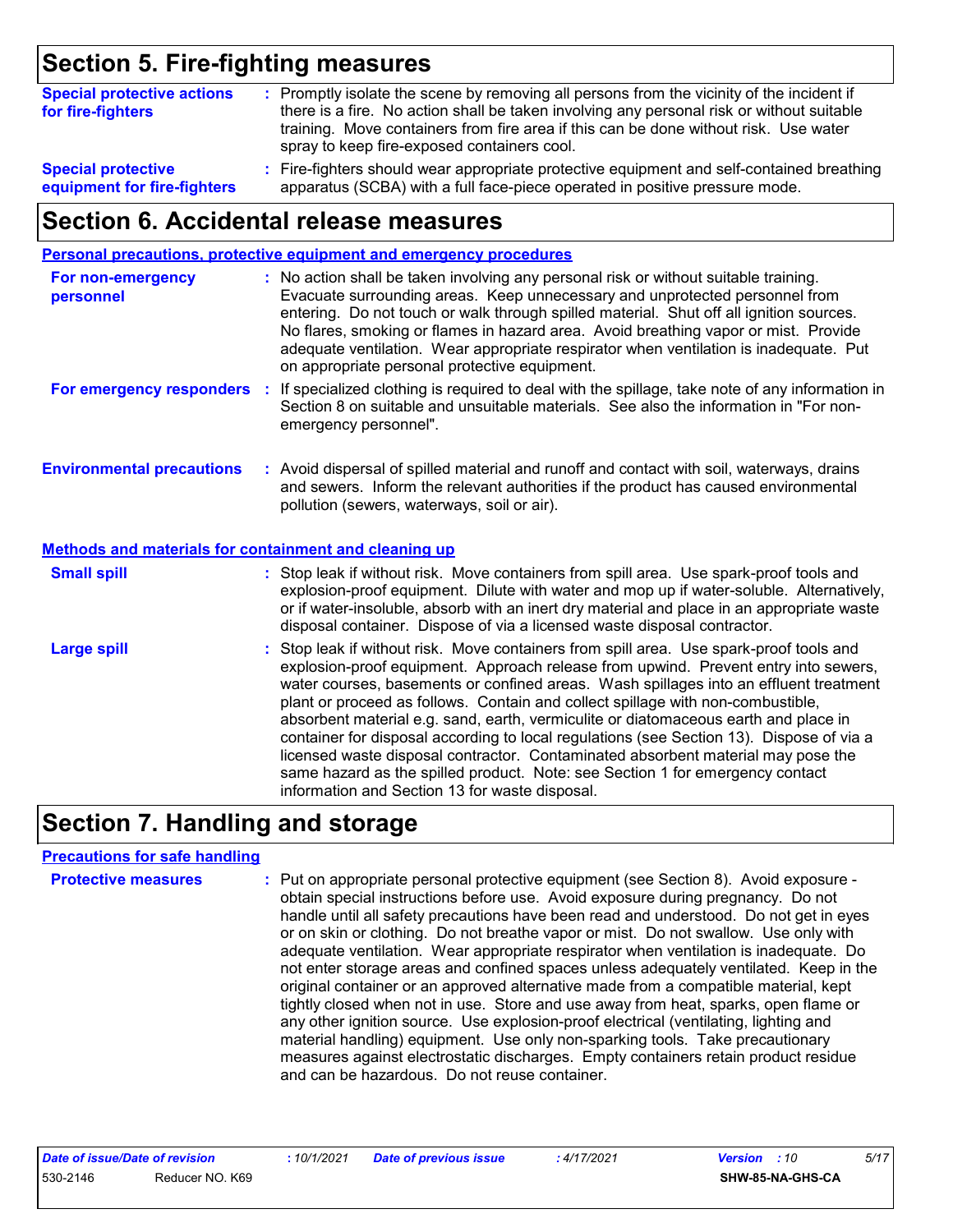## Section 5. Fire-fighting measures

**Special protective actions for fire-fighters** : Promptly isolate the scene by removing all persons from the vicinity of the incident if there is a fire. No action shall be taken involving any personal risk or without suitable training. Move containers from fire area if this can be done without risk. Use water spray to keep fire-exposed containers cool.

**Special protective equipment for fire-fighters** : Fire-fighters should wear appropriate protective equipment and self-contained breathing apparatus (SCBA) with a full face-piece operated in positive pressure mode.

## Section 6. Accidental release measures

### Personal precautions, protective equipment and emergency procedures

**For non-emergency personnel** : No action shall be taken involving any personal risk or without suitable training. Evacuate surrounding areas. Keep unnecessary and unprotected personnel from entering. Do not touch or walk through spilled material. Shut off all ignition sources. No flares, smoking or flames in hazard area. Avoid breathing vapor or mist. Provide adequate ventilation. Wear appropriate respirator when ventilation is inadequate. Put on appropriate personal protective equipment.

**For emergency responders** : If specialized clothing is required to deal with the spillage, take note of any information in Section 8 on suitable and unsuitable materials. See also the information in "For non-emergency personnel".

**Environmental precautions** : Avoid dispersal of spilled material and runoff and contact with soil, waterways, drains and sewers. Inform the relevant authorities if the product has caused environmental pollution (sewers, waterways, soil or air).

### Methods and materials for containment and cleaning up

**Small spill** : Stop leak if without risk. Move containers from spill area. Use spark-proof tools and explosion-proof equipment. Dilute with water and mop up if water-soluble. Alternatively, or if water-insoluble, absorb with an inert dry material and place in an appropriate waste disposal container. Dispose of via a licensed waste disposal contractor.

**Large spill** : Stop leak if without risk. Move containers from spill area. Use spark-proof tools and explosion-proof equipment. Approach release from upwind. Prevent entry into sewers, water courses, basements or confined areas. Wash spillages into an effluent treatment plant or proceed as follows. Contain and collect spillage with non-combustible, absorbent material e.g. sand, earth, vermiculite or diatomaceous earth and place in container for disposal according to local regulations (see Section 13). Dispose of via a licensed waste disposal contractor. Contaminated absorbent material may pose the same hazard as the spilled product. Note: see Section 1 for emergency contact information and Section 13 for waste disposal.

## Section 7. Handling and storage

### Precautions for safe handling

**Protective measures** : Put on appropriate personal protective equipment (see Section 8). Avoid exposure - obtain special instructions before use. Avoid exposure during pregnancy. Do not handle until all safety precautions have been read and understood. Do not get in eyes or on skin or clothing. Do not breathe vapor or mist. Do not swallow. Use only with adequate ventilation. Wear appropriate respirator when ventilation is inadequate. Do not enter storage areas and confined spaces unless adequately ventilated. Keep in the original container or an approved alternative made from a compatible material, kept tightly closed when not in use. Store and use away from heat, sparks, open flame or any other ignition source. Use explosion-proof electrical (ventilating, lighting and material handling) equipment. Use only non-sparking tools. Take precautionary measures against electrostatic discharges. Empty containers retain product residue and can be hazardous. Do not reuse container.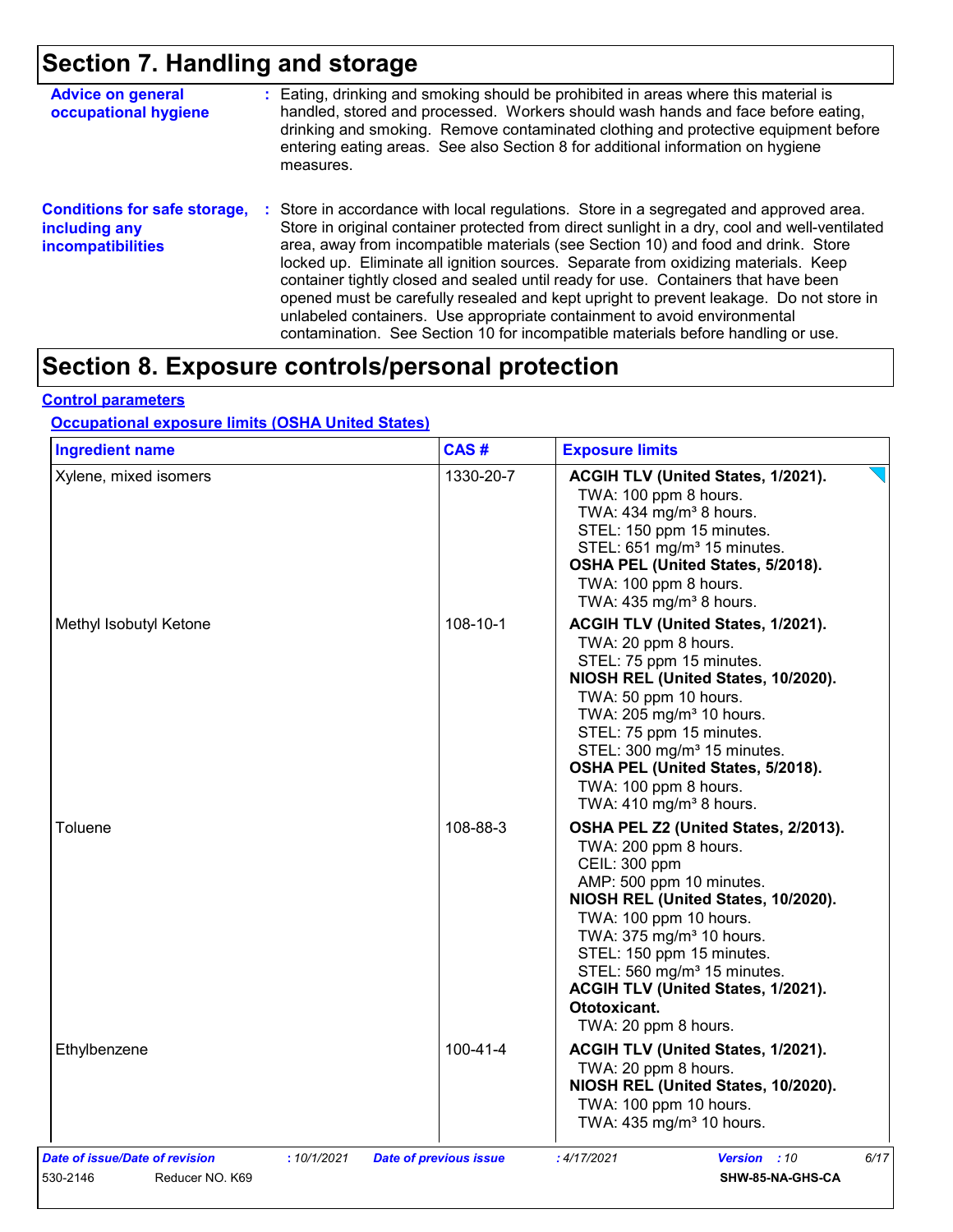# Section 7. Handling and storage

**Advice on general occupational hygiene** : Eating, drinking and smoking should be prohibited in areas where this material is handled, stored and processed. Workers should wash hands and face before eating, drinking and smoking. Remove contaminated clothing and protective equipment before entering eating areas. See also Section 8 for additional information on hygiene measures.

**Conditions for safe storage, including any incompatibilities** : Store in accordance with local regulations. Store in a segregated and approved area. Store in original container protected from direct sunlight in a dry, cool and well-ventilated area, away from incompatible materials (see Section 10) and food and drink. Store locked up. Eliminate all ignition sources. Separate from oxidizing materials. Keep container tightly closed and sealed until ready for use. Containers that have been opened must be carefully resealed and kept upright to prevent leakage. Do not store in unlabeled containers. Use appropriate containment to avoid environmental contamination. See Section 10 for incompatible materials before handling or use.

# Section 8. Exposure controls/personal protection

## Control parameters

### Occupational exposure limits (OSHA United States)

| Ingredient name | CAS # | Exposure limits |
|---|---|---|
| Xylene, mixed isomers | 1330-20-7 | **ACGIH TLV (United States, 1/2021).**<br>TWA: 100 ppm 8 hours.<br>TWA: 434 mg/m³ 8 hours.<br>STEL: 150 ppm 15 minutes.<br>STEL: 651 mg/m³ 15 minutes.<br>**OSHA PEL (United States, 5/2018).**<br>TWA: 100 ppm 8 hours.<br>TWA: 435 mg/m³ 8 hours. |
| Methyl Isobutyl Ketone | 108-10-1 | **ACGIH TLV (United States, 1/2021).**<br>TWA: 20 ppm 8 hours.<br>STEL: 75 ppm 15 minutes.<br>**NIOSH REL (United States, 10/2020).**<br>TWA: 50 ppm 10 hours.<br>TWA: 205 mg/m³ 10 hours.<br>STEL: 75 ppm 15 minutes.<br>STEL: 300 mg/m³ 15 minutes.<br>**OSHA PEL (United States, 5/2018).**<br>TWA: 100 ppm 8 hours.<br>TWA: 410 mg/m³ 8 hours. |
| Toluene | 108-88-3 | **OSHA PEL Z2 (United States, 2/2013).**<br>TWA: 200 ppm 8 hours.<br>CEIL: 300 ppm<br>AMP: 500 ppm 10 minutes.<br>**NIOSH REL (United States, 10/2020).**<br>TWA: 100 ppm 10 hours.<br>TWA: 375 mg/m³ 10 hours.<br>STEL: 150 ppm 15 minutes.<br>STEL: 560 mg/m³ 15 minutes.<br>**ACGIH TLV (United States, 1/2021). Ototoxicant.**<br>TWA: 20 ppm 8 hours. |
| Ethylbenzene | 100-41-4 | **ACGIH TLV (United States, 1/2021).**<br>TWA: 20 ppm 8 hours.<br>**NIOSH REL (United States, 10/2020).**<br>TWA: 100 ppm 10 hours.<br>TWA: 435 mg/m³ 10 hours. |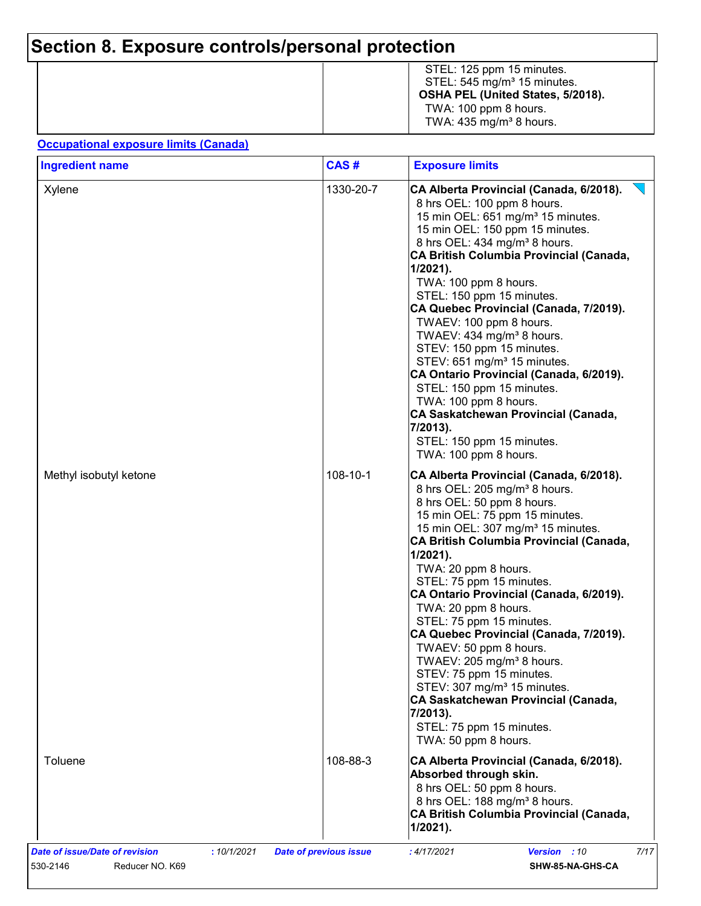# Section 8. Exposure controls/personal protection

| | | |
|---|---|---|
| | | STEL: 125 ppm 15 minutes.<br>STEL: 545 mg/m³ 15 minutes.<br>**OSHA PEL (United States, 5/2018).**<br>TWA: 100 ppm 8 hours.<br>TWA: 435 mg/m³ 8 hours. |

**Occupational exposure limits (Canada)**

| Ingredient name | CAS # | Exposure limits |
|---|---|---|
| Xylene | 1330-20-7 | **CA Alberta Provincial (Canada, 6/2018).**<br>8 hrs OEL: 100 ppm 8 hours.<br>15 min OEL: 651 mg/m³ 15 minutes.<br>15 min OEL: 150 ppm 15 minutes.<br>8 hrs OEL: 434 mg/m³ 8 hours.<br>**CA British Columbia Provincial (Canada, 1/2021).**<br>TWA: 100 ppm 8 hours.<br>STEL: 150 ppm 15 minutes.<br>**CA Quebec Provincial (Canada, 7/2019).**<br>TWAEV: 100 ppm 8 hours.<br>TWAEV: 434 mg/m³ 8 hours.<br>STEV: 150 ppm 15 minutes.<br>STEV: 651 mg/m³ 15 minutes.<br>**CA Ontario Provincial (Canada, 6/2019).**<br>STEL: 150 ppm 15 minutes.<br>TWA: 100 ppm 8 hours.<br>**CA Saskatchewan Provincial (Canada, 7/2013).**<br>STEL: 150 ppm 15 minutes.<br>TWA: 100 ppm 8 hours. |
| Methyl isobutyl ketone | 108-10-1 | **CA Alberta Provincial (Canada, 6/2018).**<br>8 hrs OEL: 205 mg/m³ 8 hours.<br>8 hrs OEL: 50 ppm 8 hours.<br>15 min OEL: 75 ppm 15 minutes.<br>15 min OEL: 307 mg/m³ 15 minutes.<br>**CA British Columbia Provincial (Canada, 1/2021).**<br>TWA: 20 ppm 8 hours.<br>STEL: 75 ppm 15 minutes.<br>**CA Ontario Provincial (Canada, 6/2019).**<br>TWA: 20 ppm 8 hours.<br>STEL: 75 ppm 15 minutes.<br>**CA Quebec Provincial (Canada, 7/2019).**<br>TWAEV: 50 ppm 8 hours.<br>TWAEV: 205 mg/m³ 8 hours.<br>STEV: 75 ppm 15 minutes.<br>STEV: 307 mg/m³ 15 minutes.<br>**CA Saskatchewan Provincial (Canada, 7/2013).**<br>STEL: 75 ppm 15 minutes.<br>TWA: 50 ppm 8 hours. |
| Toluene | 108-88-3 | **CA Alberta Provincial (Canada, 6/2018).**<br>**Absorbed through skin.**<br>8 hrs OEL: 50 ppm 8 hours.<br>8 hrs OEL: 188 mg/m³ 8 hours.<br>**CA British Columbia Provincial (Canada, 1/2021).** |

*Date of issue/Date of revision* : 10/1/2021 *Date of previous issue* : 4/17/2021 *Version* : 10

530-2146 Reducer NO. K69 SHW-85-NA-GHS-CA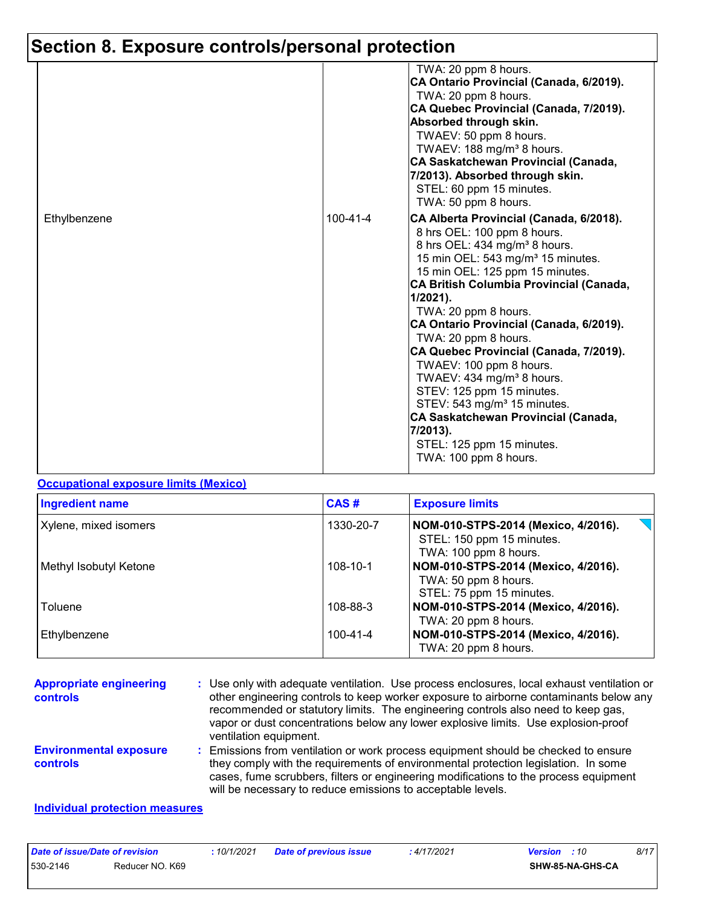# Section 8. Exposure controls/personal protection

| | | |
|---|---|---|
| | | TWA: 20 ppm 8 hours.<br>**CA Ontario Provincial (Canada, 6/2019).**<br>TWA: 20 ppm 8 hours.<br>**CA Quebec Provincial (Canada, 7/2019). Absorbed through skin.**<br>TWAEV: 50 ppm 8 hours.<br>TWAEV: 188 mg/m³ 8 hours.<br>**CA Saskatchewan Provincial (Canada, 7/2013). Absorbed through skin.**<br>STEL: 60 ppm 15 minutes.<br>TWA: 50 ppm 8 hours. |
| Ethylbenzene | 100-41-4 | **CA Alberta Provincial (Canada, 6/2018).**<br>8 hrs OEL: 100 ppm 8 hours.<br>8 hrs OEL: 434 mg/m³ 8 hours.<br>15 min OEL: 543 mg/m³ 15 minutes.<br>15 min OEL: 125 ppm 15 minutes.<br>**CA British Columbia Provincial (Canada, 1/2021).**<br>TWA: 20 ppm 8 hours.<br>**CA Ontario Provincial (Canada, 6/2019).**<br>TWA: 20 ppm 8 hours.<br>**CA Quebec Provincial (Canada, 7/2019).**<br>TWAEV: 100 ppm 8 hours.<br>TWAEV: 434 mg/m³ 8 hours.<br>STEV: 125 ppm 15 minutes.<br>STEV: 543 mg/m³ 15 minutes.<br>**CA Saskatchewan Provincial (Canada, 7/2013).**<br>STEL: 125 ppm 15 minutes.<br>TWA: 100 ppm 8 hours. |

**Occupational exposure limits (Mexico)**

| Ingredient name | CAS # | Exposure limits |
|---|---|---|
| Xylene, mixed isomers | 1330-20-7 | **NOM-010-STPS-2014 (Mexico, 4/2016).**<br>STEL: 150 ppm 15 minutes.<br>TWA: 100 ppm 8 hours. |
| Methyl Isobutyl Ketone | 108-10-1 | **NOM-010-STPS-2014 (Mexico, 4/2016).**<br>TWA: 50 ppm 8 hours.<br>STEL: 75 ppm 15 minutes. |
| Toluene | 108-88-3 | **NOM-010-STPS-2014 (Mexico, 4/2016).**<br>TWA: 20 ppm 8 hours. |
| Ethylbenzene | 100-41-4 | **NOM-010-STPS-2014 (Mexico, 4/2016).**<br>TWA: 20 ppm 8 hours. |

**Appropriate engineering controls** : Use only with adequate ventilation. Use process enclosures, local exhaust ventilation or other engineering controls to keep worker exposure to airborne contaminants below any recommended or statutory limits. The engineering controls also need to keep gas, vapor or dust concentrations below any lower explosive limits. Use explosion-proof ventilation equipment.

**Environmental exposure controls** : Emissions from ventilation or work process equipment should be checked to ensure they comply with the requirements of environmental protection legislation. In some cases, fume scrubbers, filters or engineering modifications to the process equipment will be necessary to reduce emissions to acceptable levels.

**Individual protection measures**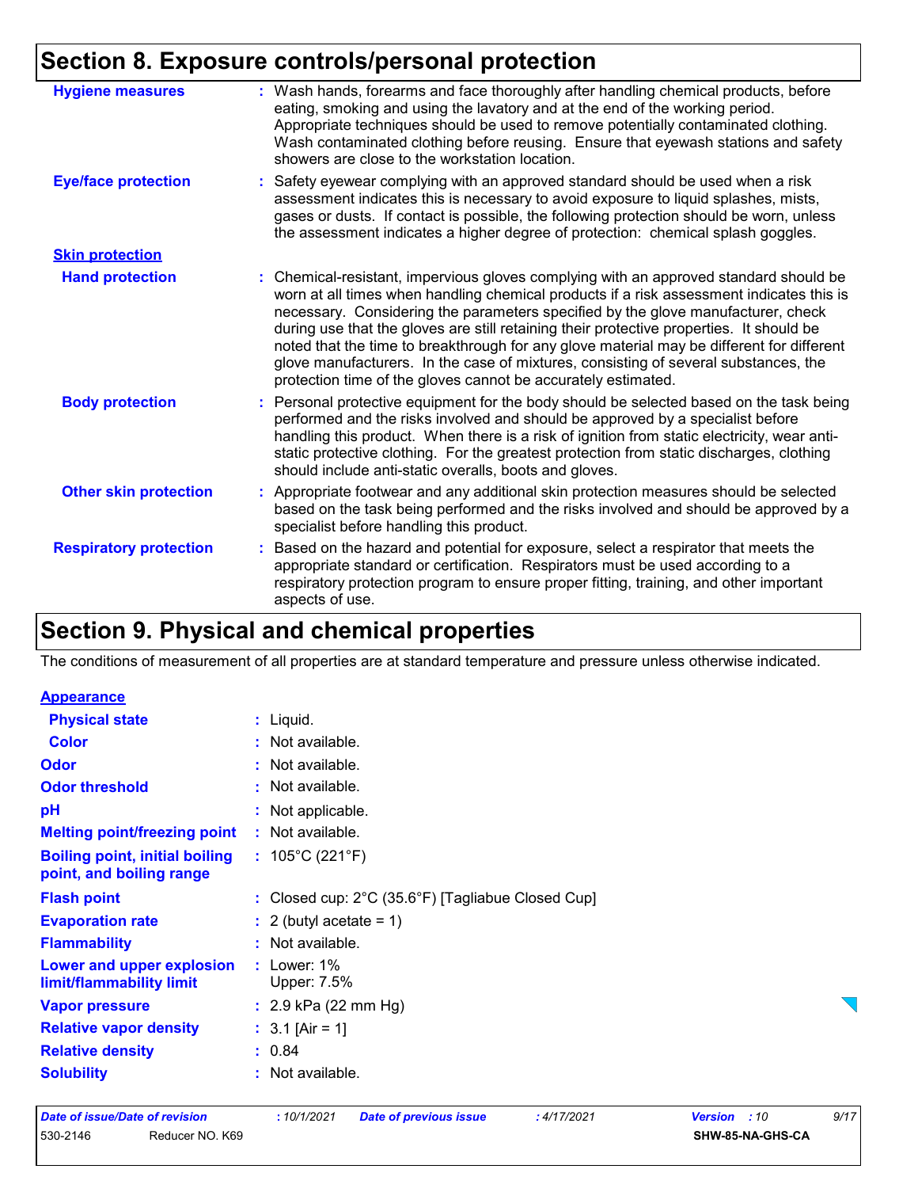## Section 8. Exposure controls/personal protection

**Hygiene measures** : Wash hands, forearms and face thoroughly after handling chemical products, before eating, smoking and using the lavatory and at the end of the working period. Appropriate techniques should be used to remove potentially contaminated clothing. Wash contaminated clothing before reusing. Ensure that eyewash stations and safety showers are close to the workstation location.

**Eye/face protection** : Safety eyewear complying with an approved standard should be used when a risk assessment indicates this is necessary to avoid exposure to liquid splashes, mists, gases or dusts. If contact is possible, the following protection should be worn, unless the assessment indicates a higher degree of protection: chemical splash goggles.

**Skin protection**

**Hand protection** : Chemical-resistant, impervious gloves complying with an approved standard should be worn at all times when handling chemical products if a risk assessment indicates this is necessary. Considering the parameters specified by the glove manufacturer, check during use that the gloves are still retaining their protective properties. It should be noted that the time to breakthrough for any glove material may be different for different glove manufacturers. In the case of mixtures, consisting of several substances, the protection time of the gloves cannot be accurately estimated.

**Body protection** : Personal protective equipment for the body should be selected based on the task being performed and the risks involved and should be approved by a specialist before handling this product. When there is a risk of ignition from static electricity, wear anti-static protective clothing. For the greatest protection from static discharges, clothing should include anti-static overalls, boots and gloves.

**Other skin protection** : Appropriate footwear and any additional skin protection measures should be selected based on the task being performed and the risks involved and should be approved by a specialist before handling this product.

**Respiratory protection** : Based on the hazard and potential for exposure, select a respirator that meets the appropriate standard or certification. Respirators must be used according to a respiratory protection program to ensure proper fitting, training, and other important aspects of use.

## Section 9. Physical and chemical properties

The conditions of measurement of all properties are at standard temperature and pressure unless otherwise indicated.

**Appearance**

| | |
|---|---|
| **Physical state** | : Liquid. |
| **Color** | : Not available. |
| **Odor** | : Not available. |
| **Odor threshold** | : Not available. |
| **pH** | : Not applicable. |
| **Melting point/freezing point** | : Not available. |
| **Boiling point, initial boiling point, and boiling range** | : 105°C (221°F) |
| **Flash point** | : Closed cup: 2°C (35.6°F) [Tagliabue Closed Cup] |
| **Evaporation rate** | : 2 (butyl acetate = 1) |
| **Flammability** | : Not available. |
| **Lower and upper explosion limit/flammability limit** | : Lower: 1%<br>Upper: 7.5% |
| **Vapor pressure** | : 2.9 kPa (22 mm Hg) |
| **Relative vapor density** | : 3.1 [Air = 1] |
| **Relative density** | : 0.84 |
| **Solubility** | : Not available. |

| Date of issue/Date of revision | : 10/1/2021 | Date of previous issue | : 4/17/2021 | Version : 10 |
|---|---|---|---|---|
| 530-2146 | Reducer NO. K69 | | | SHW-85-NA-GHS-CA |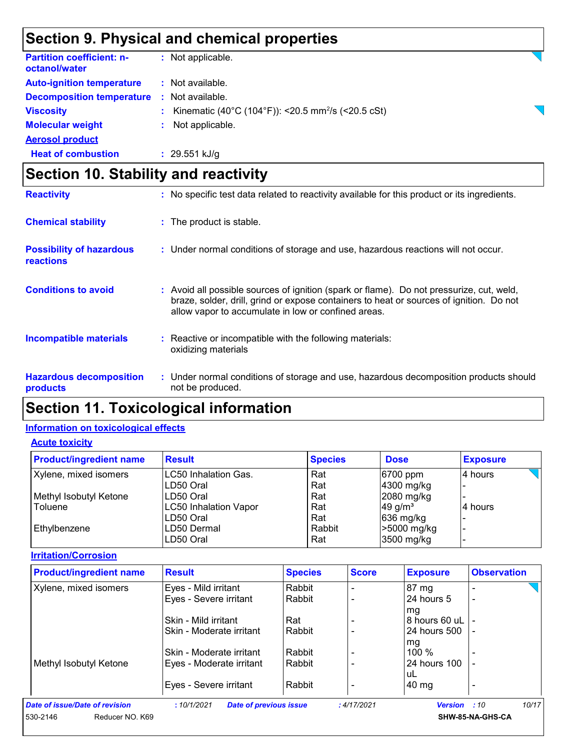# Section 9. Physical and chemical properties

**Partition coefficient: n-octanol/water** : Not applicable.

**Auto-ignition temperature** : Not available.

**Decomposition temperature** : Not available.

**Viscosity** : Kinematic (40°C (104°F)): <20.5 $mm^2/s$ (<20.5 cSt)

**Molecular weight** : Not applicable.

**Aerosol product**

**Heat of combustion** : 29.551 kJ/g

# Section 10. Stability and reactivity

**Reactivity** : No specific test data related to reactivity available for this product or its ingredients.

**Chemical stability** : The product is stable.

**Possibility of hazardous reactions** : Under normal conditions of storage and use, hazardous reactions will not occur.

**Conditions to avoid** : Avoid all possible sources of ignition (spark or flame). Do not pressurize, cut, weld, braze, solder, drill, grind or expose containers to heat or sources of ignition. Do not allow vapor to accumulate in low or confined areas.

**Incompatible materials** : Reactive or incompatible with the following materials: oxidizing materials

**Hazardous decomposition products** : Under normal conditions of storage and use, hazardous decomposition products should not be produced.

# Section 11. Toxicological information

## Information on toxicological effects

### Acute toxicity

| Product/ingredient name | Result | Species | Dose | Exposure |
|---|---|---|---|---|
| Xylene, mixed isomers | LC50 Inhalation Gas. | Rat | 6700 ppm | 4 hours |
| | LD50 Oral | Rat | 4300 mg/kg | - |
| Methyl Isobutyl Ketone | LD50 Oral | Rat | 2080 mg/kg | - |
| Toluene | LC50 Inhalation Vapor | Rat | 49 $g/m^3$ | 4 hours |
| | LD50 Oral | Rat | 636 mg/kg | - |
| Ethylbenzene | LD50 Dermal | Rabbit | >5000 mg/kg | - |
| | LD50 Oral | Rat | 3500 mg/kg | - |

### Irritation/Corrosion

| Product/ingredient name | Result | Species | Score | Exposure | Observation |
|---|---|---|---|---|---|
| Xylene, mixed isomers | Eyes - Mild irritant | Rabbit | - | 87 mg | - |
| | Eyes - Severe irritant | Rabbit | - | 24 hours 5 mg | - |
| | Skin - Mild irritant | Rat | - | 8 hours 60 uL | - |
| | Skin - Moderate irritant | Rabbit | - | 24 hours 500 mg | - |
| | Skin - Moderate irritant | Rabbit | - | 100 % | - |
| Methyl Isobutyl Ketone | Eyes - Moderate irritant | Rabbit | - | 24 hours 100 uL | - |
| | Eyes - Severe irritant | Rabbit | - | 40 mg | - |

*Date of issue/Date of revision* : 10/1/2021 *Date of previous issue* : 4/17/2021 *Version* : 10

530-2146 Reducer NO. K69 SHW-85-NA-GHS-CA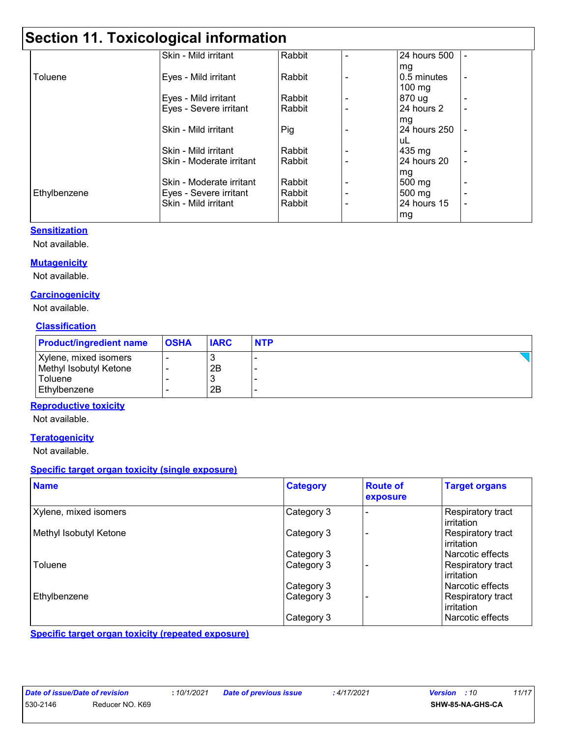# Section 11. Toxicological information

| | | | | | |
|---|---|---|---|---|---|
| | Skin - Mild irritant | Rabbit | - | 24 hours 500 mg | - |
| Toluene | Eyes - Mild irritant | Rabbit | - | 0.5 minutes 100 mg | - |
| | Eyes - Mild irritant | Rabbit | - | 870 ug | - |
| | Eyes - Severe irritant | Rabbit | - | 24 hours 2 mg | - |
| | Skin - Mild irritant | Pig | - | 24 hours 250 uL | - |
| | Skin - Mild irritant | Rabbit | - | 435 mg | - |
| | Skin - Moderate irritant | Rabbit | - | 24 hours 20 mg | - |
| | Skin - Moderate irritant | Rabbit | - | 500 mg | - |
| Ethylbenzene | Eyes - Severe irritant | Rabbit | - | 500 mg | - |
| | Skin - Mild irritant | Rabbit | - | 24 hours 15 mg | - |

### Sensitization

Not available.

### Mutagenicity

Not available.

### Carcinogenicity

Not available.

### Classification

| Product/ingredient name | OSHA | IARC | NTP |
|---|---|---|---|
| Xylene, mixed isomers | - | 3 | - |
| Methyl Isobutyl Ketone | - | 2B | - |
| Toluene | - | 3 | - |
| Ethylbenzene | - | 2B | - |

### Reproductive toxicity

Not available.

### Teratogenicity

Not available.

### Specific target organ toxicity (single exposure)

| Name | Category | Route of exposure | Target organs |
|---|---|---|---|
| Xylene, mixed isomers | Category 3 | - | Respiratory tract irritation |
| Methyl Isobutyl Ketone | Category 3 | - | Respiratory tract irritation |
| | Category 3 | | Narcotic effects |
| Toluene | Category 3 | - | Respiratory tract irritation |
| | Category 3 | | Narcotic effects |
| Ethylbenzene | Category 3 | - | Respiratory tract irritation |
| | Category 3 | | Narcotic effects |

### Specific target organ toxicity (repeated exposure)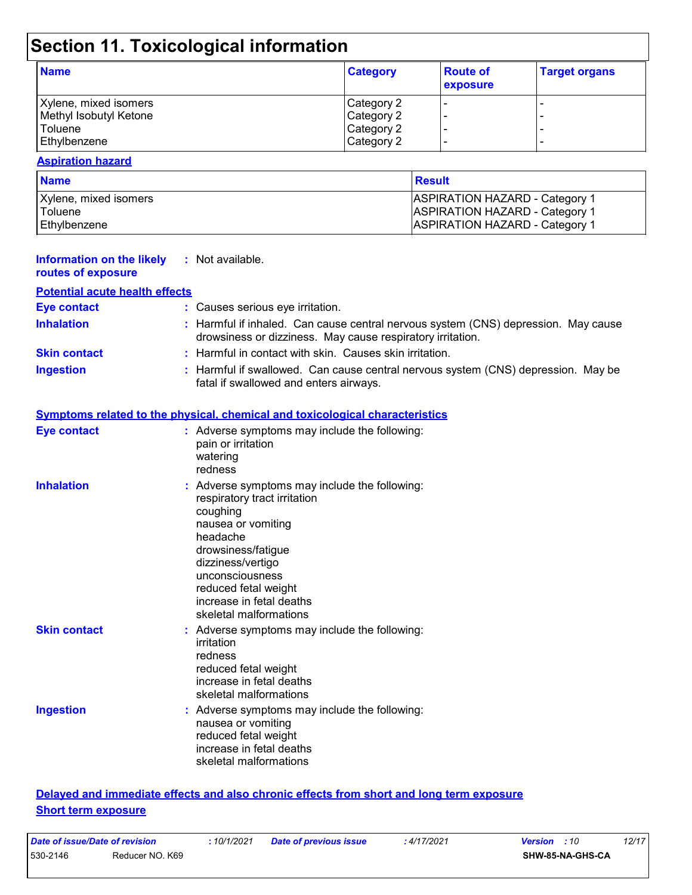# Section 11. Toxicological information

| Name | Category | Route of exposure | Target organs |
| --- | --- | --- | --- |
| Xylene, mixed isomers | Category 2 | - | - |
| Methyl Isobutyl Ketone | Category 2 | - | - |
| Toluene | Category 2 | - | - |
| Ethylbenzene | Category 2 | - | - |

**Aspiration hazard**

| Name | Result |
| --- | --- |
| Xylene, mixed isomers | ASPIRATION HAZARD - Category 1 |
| Toluene | ASPIRATION HAZARD - Category 1 |
| Ethylbenzene | ASPIRATION HAZARD - Category 1 |

**Information on the likely routes of exposure** : Not available.

**Potential acute health effects**

**Eye contact** : Causes serious eye irritation.

**Inhalation** : Harmful if inhaled. Can cause central nervous system (CNS) depression. May cause drowsiness or dizziness. May cause respiratory irritation.

**Skin contact** : Harmful in contact with skin. Causes skin irritation.

**Ingestion** : Harmful if swallowed. Can cause central nervous system (CNS) depression. May be fatal if swallowed and enters airways.

**Symptoms related to the physical, chemical and toxicological characteristics**

**Eye contact** : Adverse symptoms may include the following:
pain or irritation
watering
redness

**Inhalation** : Adverse symptoms may include the following:
respiratory tract irritation
coughing
nausea or vomiting
headache
drowsiness/fatigue
dizziness/vertigo
unconsciousness
reduced fetal weight
increase in fetal deaths
skeletal malformations

**Skin contact** : Adverse symptoms may include the following:
irritation
redness
reduced fetal weight
increase in fetal deaths
skeletal malformations

**Ingestion** : Adverse symptoms may include the following:
nausea or vomiting
reduced fetal weight
increase in fetal deaths
skeletal malformations

**Delayed and immediate effects and also chronic effects from short and long term exposure**

**Short term exposure**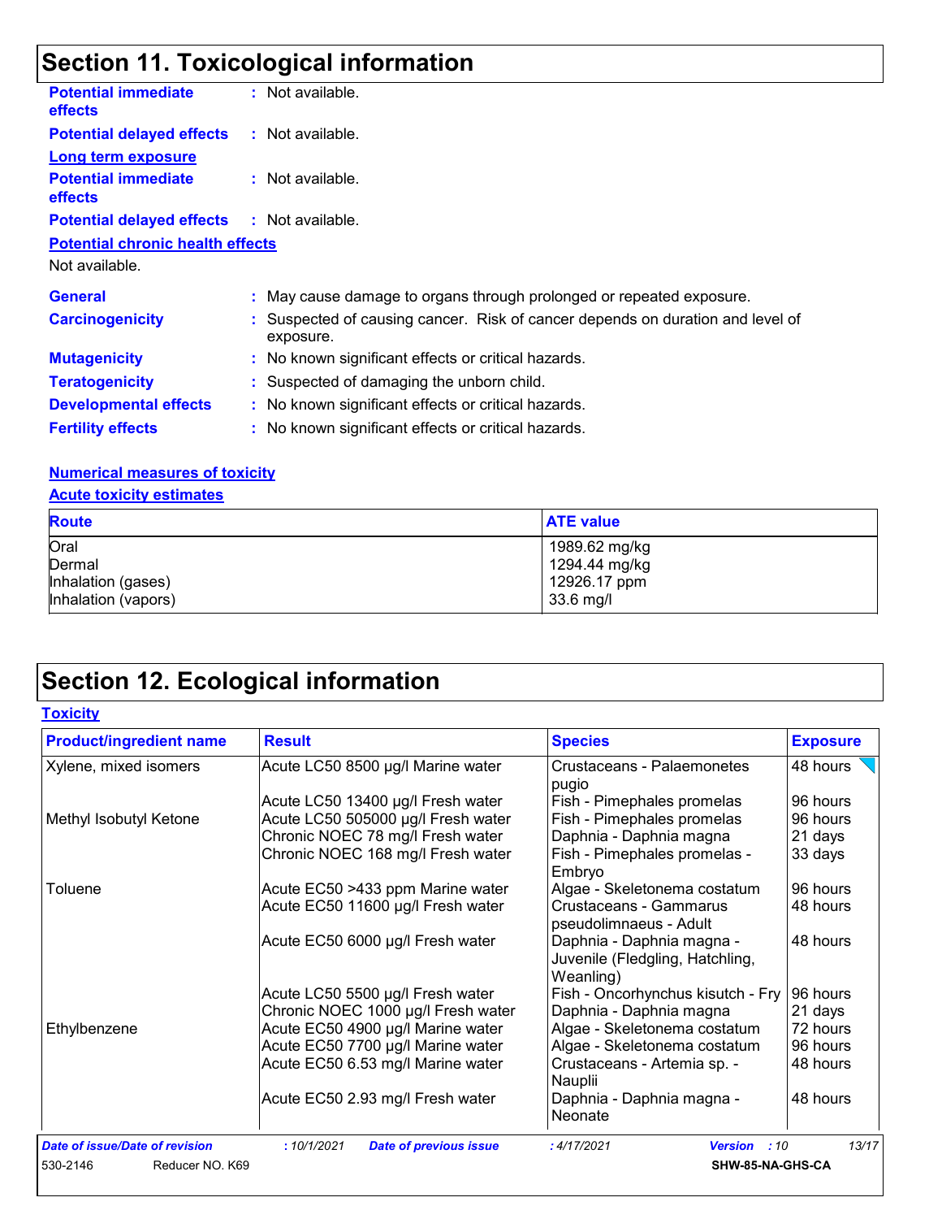# Section 11. Toxicological information

**Potential immediate effects** : Not available.

**Potential delayed effects** : Not available.

**Long term exposure**

**Potential immediate effects** : Not available.

**Potential delayed effects** : Not available.

**Potential chronic health effects**

Not available.

**General** : May cause damage to organs through prolonged or repeated exposure.

**Carcinogenicity** : Suspected of causing cancer. Risk of cancer depends on duration and level of exposure.

**Mutagenicity** : No known significant effects or critical hazards.

**Teratogenicity** : Suspected of damaging the unborn child.

**Developmental effects** : No known significant effects or critical hazards.

**Fertility effects** : No known significant effects or critical hazards.

**Numerical measures of toxicity**

**Acute toxicity estimates**

| Route | ATE value |
|---|---|
| Oral | 1989.62 mg/kg |
| Dermal | 1294.44 mg/kg |
| Inhalation (gases) | 12926.17 ppm |
| Inhalation (vapors) | 33.6 mg/l |

# Section 12. Ecological information

**Toxicity**

| Product/ingredient name | Result | Species | Exposure |
|---|---|---|---|
| Xylene, mixed isomers | Acute LC50 8500 µg/l Marine water | Crustaceans - Palaemonetes pugio | 48 hours |
| | Acute LC50 13400 µg/l Fresh water | Fish - Pimephales promelas | 96 hours |
| Methyl Isobutyl Ketone | Acute LC50 505000 µg/l Fresh water | Fish - Pimephales promelas | 96 hours |
| | Chronic NOEC 78 mg/l Fresh water | Daphnia - Daphnia magna | 21 days |
| | Chronic NOEC 168 mg/l Fresh water | Fish - Pimephales promelas - Embryo | 33 days |
| Toluene | Acute EC50 >433 ppm Marine water | Algae - Skeletonema costatum | 96 hours |
| | Acute EC50 11600 µg/l Fresh water | Crustaceans - Gammarus pseudolimnaeus - Adult | 48 hours |
| | Acute EC50 6000 µg/l Fresh water | Daphnia - Daphnia magna - Juvenile (Fledgling, Hatchling, Weanling) | 48 hours |
| | Acute LC50 5500 µg/l Fresh water | Fish - Oncorhynchus kisutch - Fry | 96 hours |
| | Chronic NOEC 1000 µg/l Fresh water | Daphnia - Daphnia magna | 21 days |
| Ethylbenzene | Acute EC50 4900 µg/l Marine water | Algae - Skeletonema costatum | 72 hours |
| | Acute EC50 7700 µg/l Marine water | Algae - Skeletonema costatum | 96 hours |
| | Acute EC50 6.53 mg/l Marine water | Crustaceans - Artemia sp. - Nauplii | 48 hours |
| | Acute EC50 2.93 mg/l Fresh water | Daphnia - Daphnia magna - Neonate | 48 hours |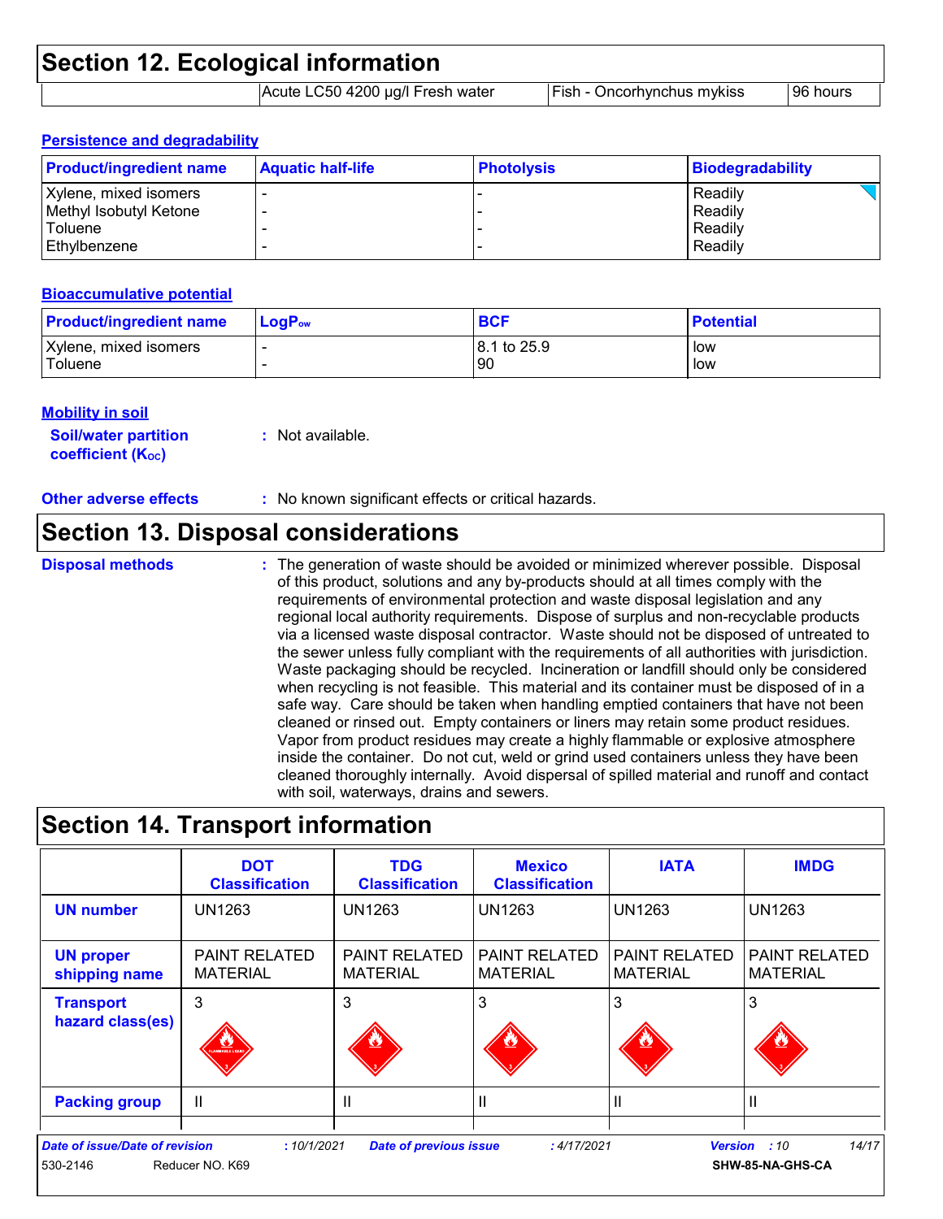# Section 12. Ecological information

| | | | |
|---|---|---|---|
| | Acute LC50 4200 µg/l Fresh water | Fish - Oncorhynchus mykiss | 96 hours |

### Persistence and degradability

| Product/ingredient name | Aquatic half-life | Photolysis | Biodegradability |
|---|---|---|---|
| Xylene, mixed isomers | - | - | Readily |
| Methyl Isobutyl Ketone | - | - | Readily |
| Toluene | - | - | Readily |
| Ethylbenzene | - | - | Readily |

### Bioaccumulative potential

| Product/ingredient name | $LogP_{ow}$ | BCF | Potential |
|---|---|---|---|
| Xylene, mixed isomers | - | 8.1 to 25.9 | low |
| Toluene | - | 90 | low |

### Mobility in soil

**Soil/water partition coefficient ($K_{OC}$)** : Not available.

**Other adverse effects** : No known significant effects or critical hazards.

# Section 13. Disposal considerations

**Disposal methods** : The generation of waste should be avoided or minimized wherever possible. Disposal of this product, solutions and any by-products should at all times comply with the requirements of environmental protection and waste disposal legislation and any regional local authority requirements. Dispose of surplus and non-recyclable products via a licensed waste disposal contractor. Waste should not be disposed of untreated to the sewer unless fully compliant with the requirements of all authorities with jurisdiction. Waste packaging should be recycled. Incineration or landfill should only be considered when recycling is not feasible. This material and its container must be disposed of in a safe way. Care should be taken when handling emptied containers that have not been cleaned or rinsed out. Empty containers or liners may retain some product residues. Vapor from product residues may create a highly flammable or explosive atmosphere inside the container. Do not cut, weld or grind used containers unless they have been cleaned thoroughly internally. Avoid dispersal of spilled material and runoff and contact with soil, waterways, drains and sewers.

# Section 14. Transport information

| | DOT Classification | TDG Classification | Mexico Classification | IATA | IMDG |
|---|---|---|---|---|---|
| UN number | UN1263 | UN1263 | UN1263 | UN1263 | UN1263 |
| UN proper shipping name | PAINT RELATED MATERIAL | PAINT RELATED MATERIAL | PAINT RELATED MATERIAL | PAINT RELATED MATERIAL | PAINT RELATED MATERIAL |
| Transport hazard class(es) | 3 | 3 | 3 | 3 | 3 |
| Packing group | II | II | II | II | II |

*Date of issue/Date of revision* : 10/1/2021 *Date of previous issue* : 4/17/2021 *Version* : 10

530-2146 Reducer NO. K69 **SHW-85-NA-GHS-CA**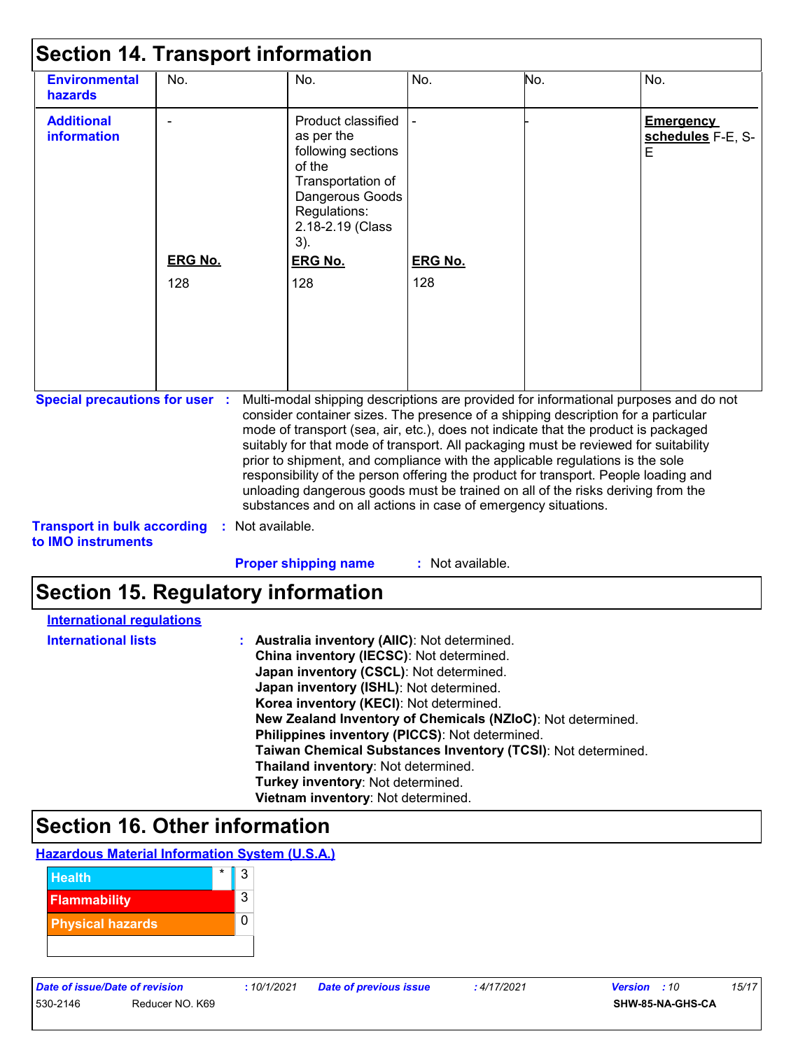# Section 14. Transport information

| | | | | | |
|---|---|---|---|---|---|
| **Environmental hazards** | No. | No. | No. | No. | No. |
| **Additional information** | -<br><br>**ERG No.**<br>128 | Product classified as per the following sections of the Transportation of Dangerous Goods Regulations: 2.18-2.19 (Class 3).<br><br>**ERG No.**<br>128 | -<br><br>**ERG No.**<br>128 | - | **Emergency schedules** F-E, S-E |

**Special precautions for user** : Multi-modal shipping descriptions are provided for informational purposes and do not consider container sizes. The presence of a shipping description for a particular mode of transport (sea, air, etc.), does not indicate that the product is packaged suitably for that mode of transport. All packaging must be reviewed for suitability prior to shipment, and compliance with the applicable regulations is the sole responsibility of the person offering the product for transport. People loading and unloading dangerous goods must be trained on all of the risks deriving from the substances and on all actions in case of emergency situations.

**Transport in bulk according to IMO instruments** : Not available.

**Proper shipping name** : Not available.

# Section 15. Regulatory information

**International regulations**

**International lists** :
- **Australia inventory (AIIC)**: Not determined.
- **China inventory (IECSC)**: Not determined.
- **Japan inventory (CSCL)**: Not determined.
- **Japan inventory (ISHL)**: Not determined.
- **Korea inventory (KECI)**: Not determined.
- **New Zealand Inventory of Chemicals (NZIoC)**: Not determined.
- **Philippines inventory (PICCS)**: Not determined.
- **Taiwan Chemical Substances Inventory (TCSI)**: Not determined.
- **Thailand inventory**: Not determined.
- **Turkey inventory**: Not determined.
- **Vietnam inventory**: Not determined.

# Section 16. Other information

**Hazardous Material Information System (U.S.A.)**

| | | |
|---|---|---|
| Health | * | 3 |
| Flammability | | 3 |
| Physical hazards | | 0 |

| Date of issue/Date of revision | : 10/1/2021 | Date of previous issue | : 4/17/2021 | Version : 10 |
|---|---|---|---|---|
| 530-2146 | Reducer NO. K69 | | | SHW-85-NA-GHS-CA |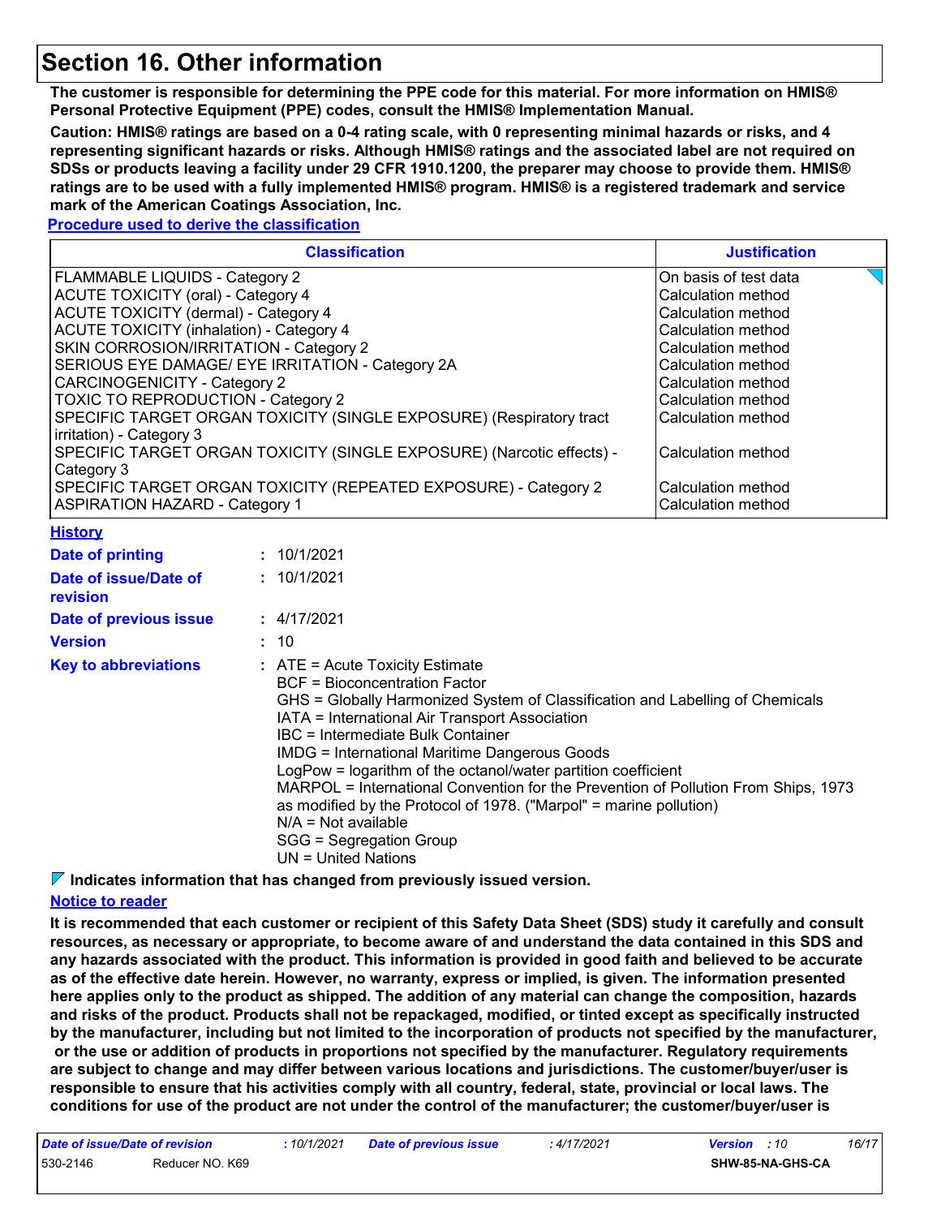# Section 16. Other information

**The customer is responsible for determining the PPE code for this material. For more information on HMIS® Personal Protective Equipment (PPE) codes, consult the HMIS® Implementation Manual.**

**Caution: HMIS® ratings are based on a 0-4 rating scale, with 0 representing minimal hazards or risks, and 4 representing significant hazards or risks. Although HMIS® ratings and the associated label are not required on SDSs or products leaving a facility under 29 CFR 1910.1200, the preparer may choose to provide them. HMIS® ratings are to be used with a fully implemented HMIS® program. HMIS® is a registered trademark and service mark of the American Coatings Association, Inc.**

**Procedure used to derive the classification**

| Classification | Justification |
|---|---|
| FLAMMABLE LIQUIDS - Category 2 | On basis of test data |
| ACUTE TOXICITY (oral) - Category 4 | Calculation method |
| ACUTE TOXICITY (dermal) - Category 4 | Calculation method |
| ACUTE TOXICITY (inhalation) - Category 4 | Calculation method |
| SKIN CORROSION/IRRITATION - Category 2 | Calculation method |
| SERIOUS EYE DAMAGE/ EYE IRRITATION - Category 2A | Calculation method |
| CARCINOGENICITY - Category 2 | Calculation method |
| TOXIC TO REPRODUCTION - Category 2 | Calculation method |
| SPECIFIC TARGET ORGAN TOXICITY (SINGLE EXPOSURE) (Respiratory tract irritation) - Category 3 | Calculation method |
| SPECIFIC TARGET ORGAN TOXICITY (SINGLE EXPOSURE) (Narcotic effects) - Category 3 | Calculation method |
| SPECIFIC TARGET ORGAN TOXICITY (REPEATED EXPOSURE) - Category 2 | Calculation method |
| ASPIRATION HAZARD - Category 1 | Calculation method |

**History**

**Date of printing** : 10/1/2021

**Date of issue/Date of revision** : 10/1/2021

**Date of previous issue** : 4/17/2021

**Version** : 10

**Key to abbreviations** : ATE = Acute Toxicity Estimate
BCF = Bioconcentration Factor
GHS = Globally Harmonized System of Classification and Labelling of Chemicals
IATA = International Air Transport Association
IBC = Intermediate Bulk Container
IMDG = International Maritime Dangerous Goods
LogPow = logarithm of the octanol/water partition coefficient
MARPOL = International Convention for the Prevention of Pollution From Ships, 1973 as modified by the Protocol of 1978. ("Marpol" = marine pollution)
N/A = Not available
SGG = Segregation Group
UN = United Nations

**Indicates information that has changed from previously issued version.**

**Notice to reader**

**It is recommended that each customer or recipient of this Safety Data Sheet (SDS) study it carefully and consult resources, as necessary or appropriate, to become aware of and understand the data contained in this SDS and any hazards associated with the product. This information is provided in good faith and believed to be accurate as of the effective date herein. However, no warranty, express or implied, is given. The information presented here applies only to the product as shipped. The addition of any material can change the composition, hazards and risks of the product. Products shall not be repackaged, modified, or tinted except as specifically instructed by the manufacturer, including but not limited to the incorporation of products not specified by the manufacturer, or the use or addition of products in proportions not specified by the manufacturer. Regulatory requirements are subject to change and may differ between various locations and jurisdictions. The customer/buyer/user is responsible to ensure that his activities comply with all country, federal, state, provincial or local laws. The conditions for use of the product are not under the control of the manufacturer; the customer/buyer/user is**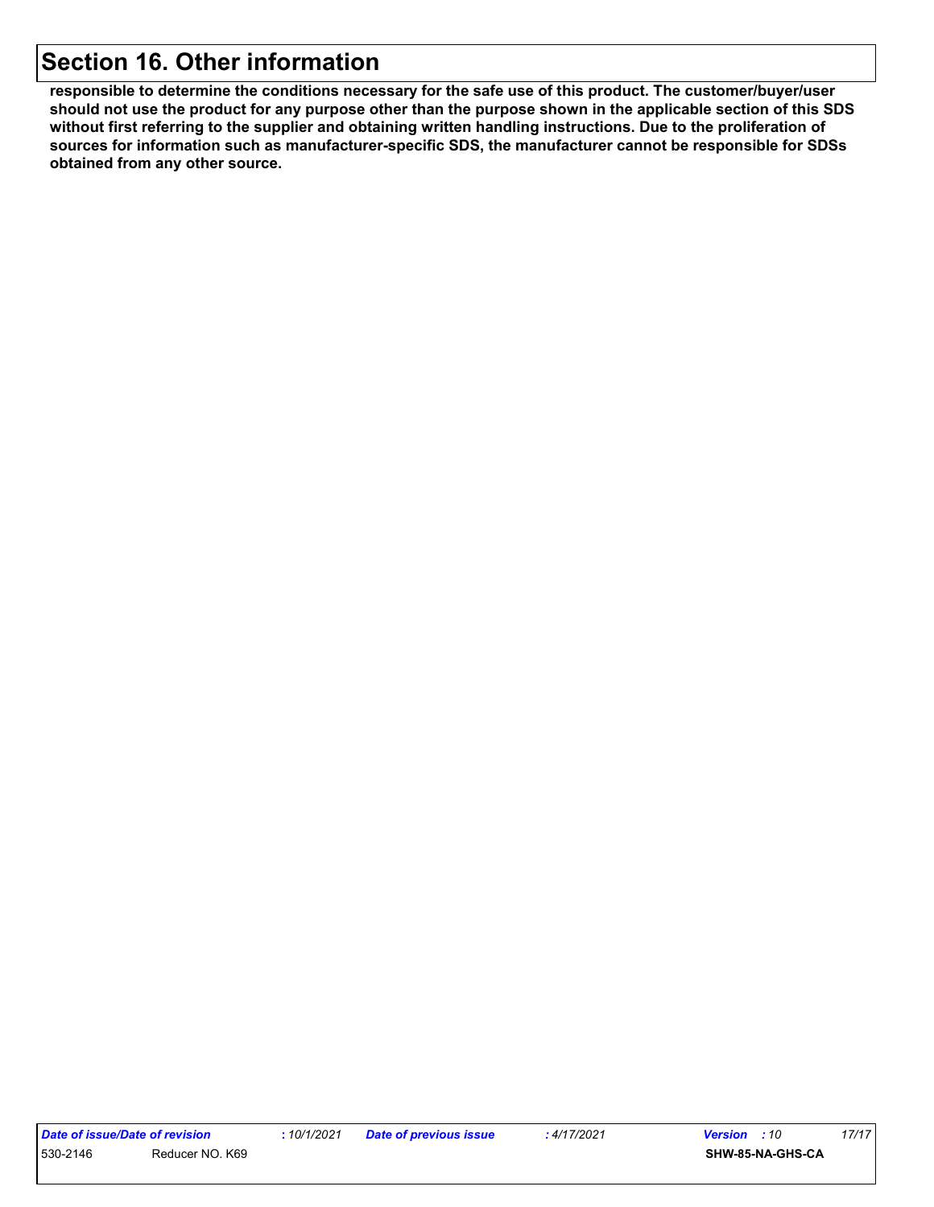# Section 16. Other information

**responsible to determine the conditions necessary for the safe use of this product. The customer/buyer/user should not use the product for any purpose other than the purpose shown in the applicable section of this SDS without first referring to the supplier and obtaining written handling instructions. Due to the proliferation of sources for information such as manufacturer-specific SDS, the manufacturer cannot be responsible for SDSs obtained from any other source.**